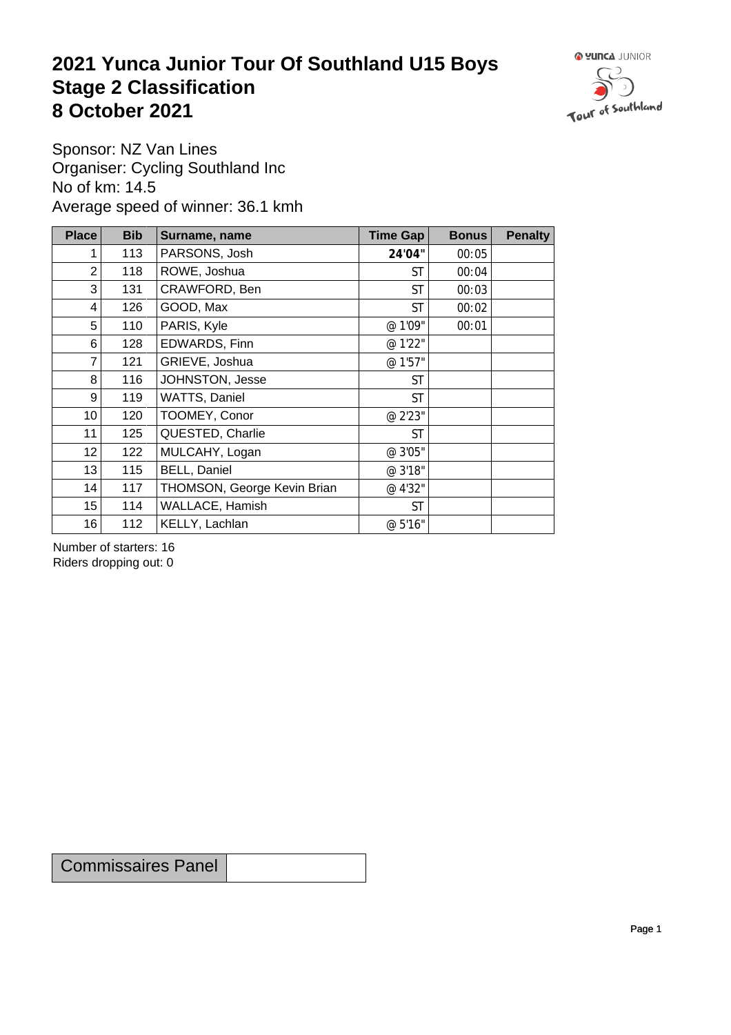# 2021 Yunca Junior Tour Of Southland U15 Boys
# Stage 2 Classification
# 8 October 2021

Sponsor: NZ Van Lines
Organiser: Cycling Southland Inc
No of km: 14.5
Average speed of winner: 36.1 kmh

| Place | Bib | Surname, name | Time Gap | Bonus | Penalty |
|---|---|---|---|---|---|
| 1 | 113 | PARSONS, Josh | **24'04"** | 00:05 | |
| 2 | 118 | ROWE, Joshua | ST | 00:04 | |
| 3 | 131 | CRAWFORD, Ben | ST | 00:03 | |
| 4 | 126 | GOOD, Max | ST | 00:02 | |
| 5 | 110 | PARIS, Kyle | @ 1'09" | 00:01 | |
| 6 | 128 | EDWARDS, Finn | @ 1'22" | | |
| 7 | 121 | GRIEVE, Joshua | @ 1'57" | | |
| 8 | 116 | JOHNSTON, Jesse | ST | | |
| 9 | 119 | WATTS, Daniel | ST | | |
| 10 | 120 | TOOMEY, Conor | @ 2'23" | | |
| 11 | 125 | QUESTED, Charlie | ST | | |
| 12 | 122 | MULCAHY, Logan | @ 3'05" | | |
| 13 | 115 | BELL, Daniel | @ 3'18" | | |
| 14 | 117 | THOMSON, George Kevin Brian | @ 4'32" | | |
| 15 | 114 | WALLACE, Hamish | ST | | |
| 16 | 112 | KELLY, Lachlan | @ 5'16" | | |

Number of starters: 16
Riders dropping out: 0

| Commissaires Panel | |
|---|---|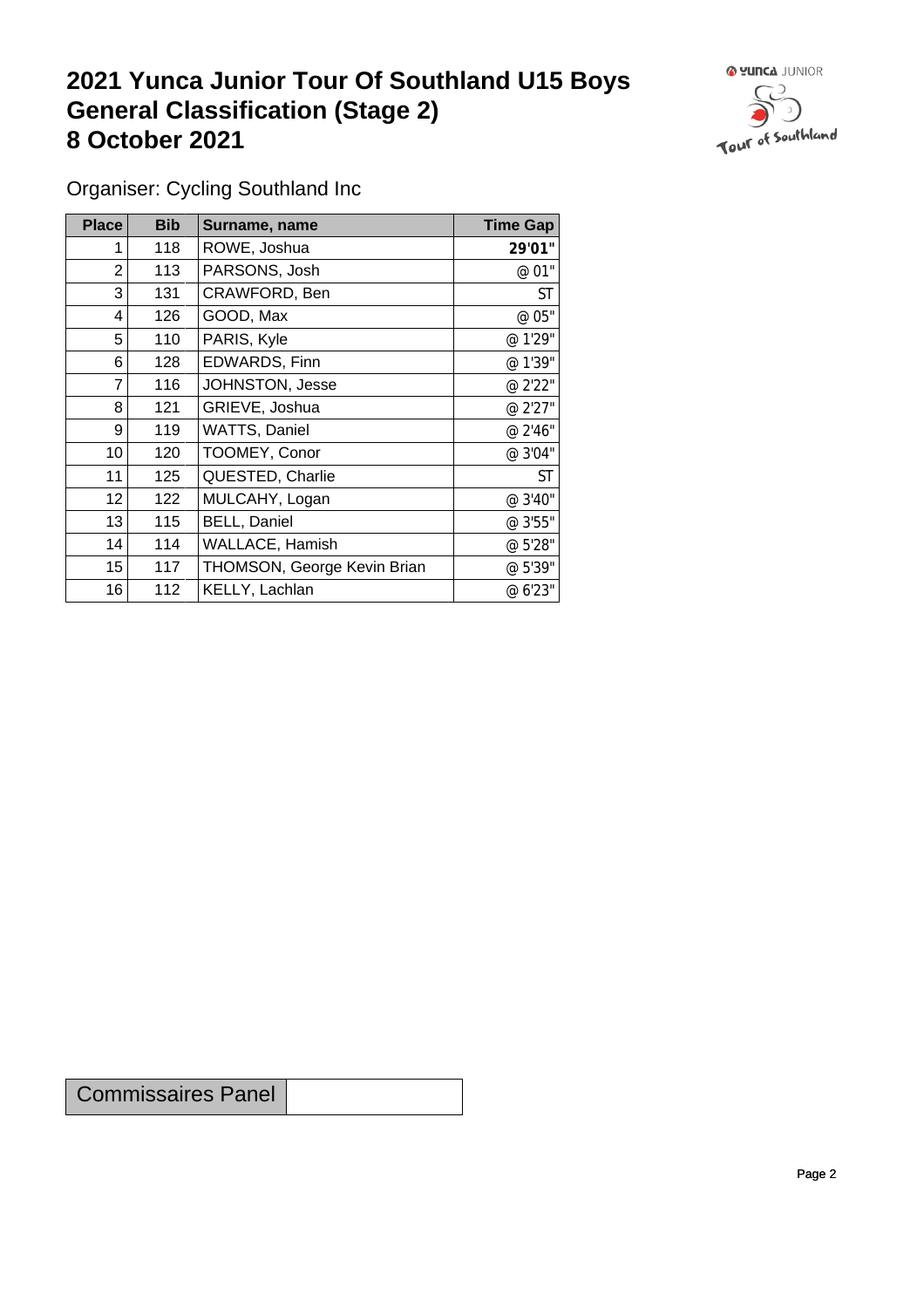# 2021 Yunca Junior Tour Of Southland U15 Boys General Classification (Stage 2) 8 October 2021

Organiser: Cycling Southland Inc

| Place | Bib | Surname, name | Time Gap |
| --- | --- | --- | --- |
| 1 | 118 | ROWE, Joshua | **29'01"** |
| 2 | 113 | PARSONS, Josh | @ 01" |
| 3 | 131 | CRAWFORD, Ben | ST |
| 4 | 126 | GOOD, Max | @ 05" |
| 5 | 110 | PARIS, Kyle | @ 1'29" |
| 6 | 128 | EDWARDS, Finn | @ 1'39" |
| 7 | 116 | JOHNSTON, Jesse | @ 2'22" |
| 8 | 121 | GRIEVE, Joshua | @ 2'27" |
| 9 | 119 | WATTS, Daniel | @ 2'46" |
| 10 | 120 | TOOMEY, Conor | @ 3'04" |
| 11 | 125 | QUESTED, Charlie | ST |
| 12 | 122 | MULCAHY, Logan | @ 3'40" |
| 13 | 115 | BELL, Daniel | @ 3'55" |
| 14 | 114 | WALLACE, Hamish | @ 5'28" |
| 15 | 117 | THOMSON, George Kevin Brian | @ 5'39" |
| 16 | 112 | KELLY, Lachlan | @ 6'23" |

| Commissaires Panel | |
| --- | --- |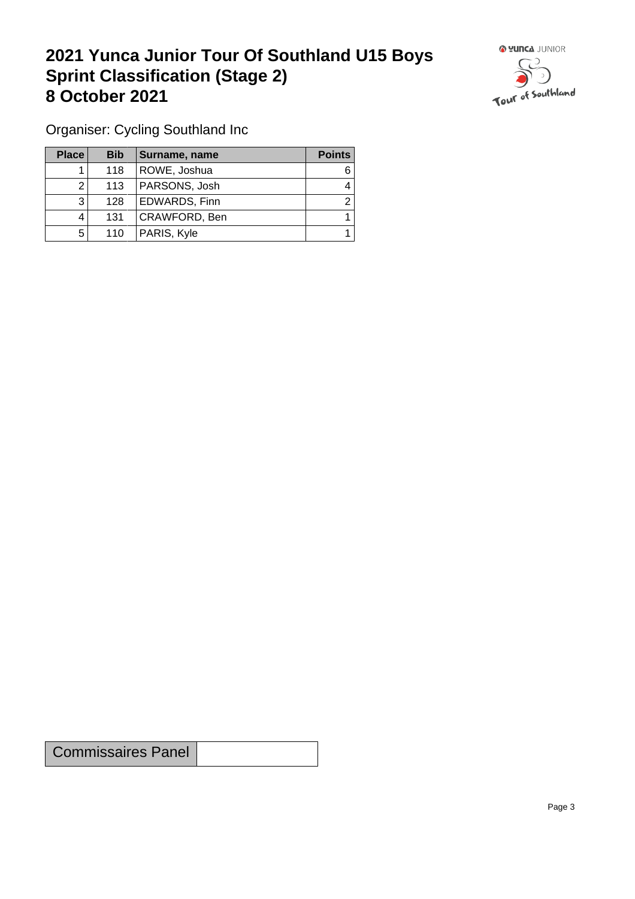# 2021 Yunca Junior Tour Of Southland U15 Boys Sprint Classification (Stage 2) 8 October 2021

Organiser: Cycling Southland Inc

| Place | Bib | Surname, name | Points |
|---|---|---|---|
| 1 | 118 | ROWE, Joshua | 6 |
| 2 | 113 | PARSONS, Josh | 4 |
| 3 | 128 | EDWARDS, Finn | 2 |
| 4 | 131 | CRAWFORD, Ben | 1 |
| 5 | 110 | PARIS, Kyle | 1 |

| Commissaires Panel | |
|---|---|